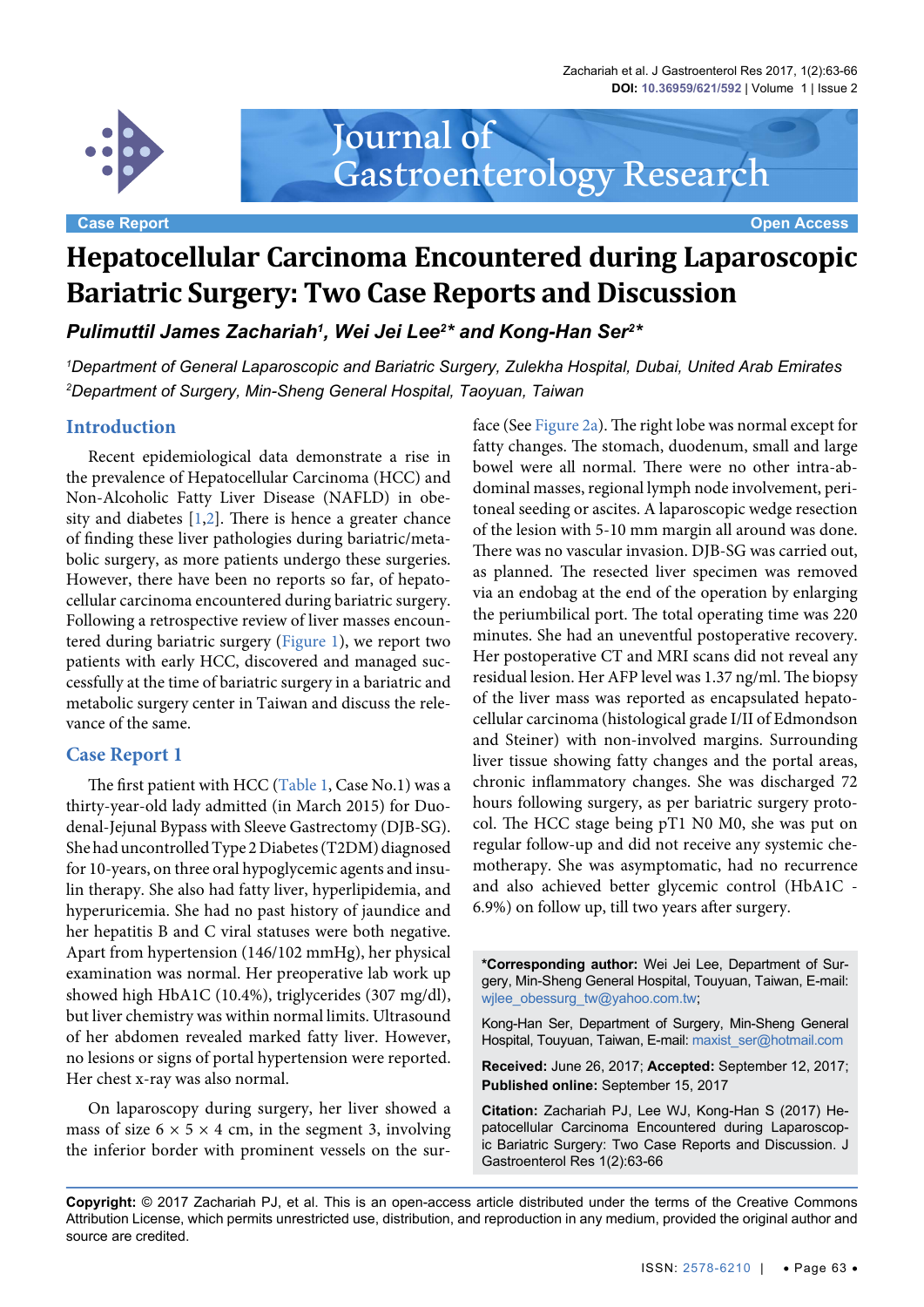Case Report | Open Access

# Hepatocellular Carcinoma Encountered during Laparoscopic Bariatric Surgery: Two Case Reports and Discussion

***Pulimuttil James Zachariah[1], Wei Jei Lee[2]* and Kong-Han Ser[2]****

*[1]Department of General Laparoscopic and Bariatric Surgery, Zulekha Hospital, Dubai, United Arab Emirates*

*[2]Department of Surgery, Min-Sheng General Hospital, Taoyuan, Taiwan*

## Introduction

Recent epidemiological data demonstrate a rise in the prevalence of Hepatocellular Carcinoma (HCC) and Non-Alcoholic Fatty Liver Disease (NAFLD) in obesity and diabetes [1,2]. There is hence a greater chance of finding these liver pathologies during bariatric/metabolic surgery, as more patients undergo these surgeries. However, there have been no reports so far, of hepatocellular carcinoma encountered during bariatric surgery. Following a retrospective review of liver masses encountered during bariatric surgery (Figure 1), we report two patients with early HCC, discovered and managed successfully at the time of bariatric surgery in a bariatric and metabolic surgery center in Taiwan and discuss the relevance of the same.

## Case Report 1

The first patient with HCC (Table 1, Case No.1) was a thirty-year-old lady admitted (in March 2015) for Duodenal-Jejunal Bypass with Sleeve Gastrectomy (DJB-SG). She had uncontrolled Type 2 Diabetes (T2DM) diagnosed for 10-years, on three oral hypoglycemic agents and insulin therapy. She also had fatty liver, hyperlipidemia, and hyperuricemia. She had no past history of jaundice and her hepatitis B and C viral statuses were both negative. Apart from hypertension (146/102 mmHg), her physical examination was normal. Her preoperative lab work up showed high HbA1C (10.4%), triglycerides (307 mg/dl), but liver chemistry was within normal limits. Ultrasound of her abdomen revealed marked fatty liver. However, no lesions or signs of portal hypertension were reported. Her chest x-ray was also normal.

On laparoscopy during surgery, her liver showed a mass of size 6 × 5 × 4 cm, in the segment 3, involving the inferior border with prominent vessels on the surface (See Figure 2a). The right lobe was normal except for fatty changes. The stomach, duodenum, small and large bowel were all normal. There were no other intra-abdominal masses, regional lymph node involvement, peritoneal seeding or ascites. A laparoscopic wedge resection of the lesion with 5-10 mm margin all around was done. There was no vascular invasion. DJB-SG was carried out, as planned. The resected liver specimen was removed via an endobag at the end of the operation by enlarging the periumbilical port. The total operating time was 220 minutes. She had an uneventful postoperative recovery. Her postoperative CT and MRI scans did not reveal any residual lesion. Her AFP level was 1.37 ng/ml. The biopsy of the liver mass was reported as encapsulated hepatocellular carcinoma (histological grade I/II of Edmondson and Steiner) with non-involved margins. Surrounding liver tissue showing fatty changes and the portal areas, chronic inflammatory changes. She was discharged 72 hours following surgery, as per bariatric surgery protocol. The HCC stage being pT1 N0 M0, she was put on regular follow-up and did not receive any systemic chemotherapy. She was asymptomatic, had no recurrence and also achieved better glycemic control (HbA1C - 6.9%) on follow up, till two years after surgery.

**\*Corresponding author:** Wei Jei Lee, Department of Surgery, Min-Sheng General Hospital, Touyuan, Taiwan, E-mail: wjlee_obessurg_tw@yahoo.com.tw;

Kong-Han Ser, Department of Surgery, Min-Sheng General Hospital, Touyuan, Taiwan, E-mail: maxist_ser@hotmail.com

**Received:** June 26, 2017; **Accepted:** September 12, 2017; **Published online:** September 15, 2017

**Citation:** Zachariah PJ, Lee WJ, Kong-Han S (2017) Hepatocellular Carcinoma Encountered during Laparoscopic Bariatric Surgery: Two Case Reports and Discussion. J Gastroenterol Res 1(2):63-66

**Copyright:** © 2017 Zachariah PJ, et al. This is an open-access article distributed under the terms of the Creative Commons Attribution License, which permits unrestricted use, distribution, and reproduction in any medium, provided the original author and source are credited.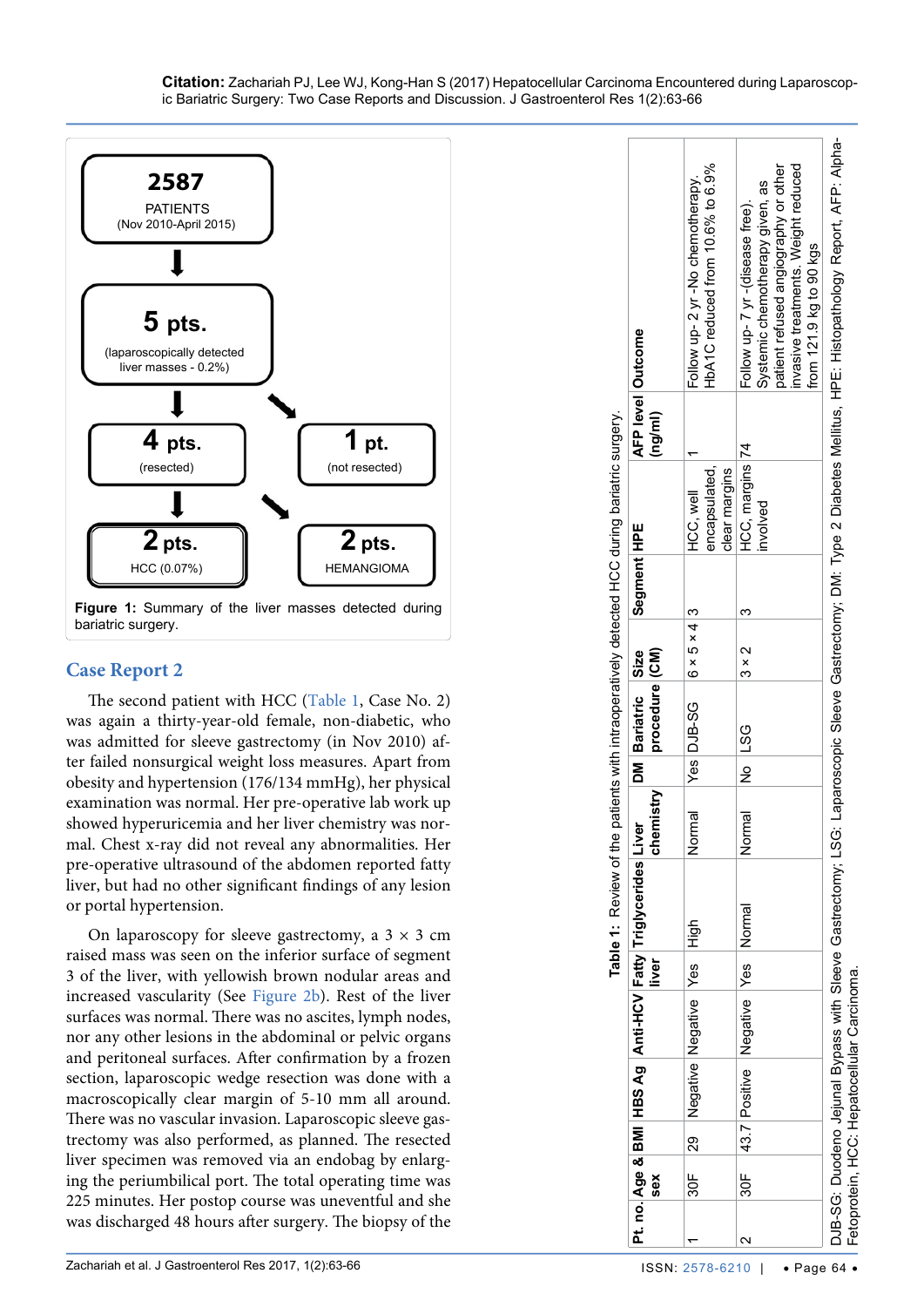**Figure 1:** Summary of the liver masses detected during bariatric surgery.

## Case Report 2

The second patient with HCC (Table 1, Case No. 2) was again a thirty-year-old female, non-diabetic, who was admitted for sleeve gastrectomy (in Nov 2010) after failed nonsurgical weight loss measures. Apart from obesity and hypertension (176/134 mmHg), her physical examination was normal. Her pre-operative lab work up showed hyperuricemia and her liver chemistry was normal. Chest x-ray did not reveal any abnormalities. Her pre-operative ultrasound of the abdomen reported fatty liver, but had no other significant findings of any lesion or portal hypertension.

On laparoscopy for sleeve gastrectomy, a 3 × 3 cm raised mass was seen on the inferior surface of segment 3 of the liver, with yellowish brown nodular areas and increased vascularity (See Figure 2b). Rest of the liver surfaces was normal. There was no ascites, lymph nodes, nor any other lesions in the abdominal or pelvic organs and peritoneal surfaces. After confirmation by a frozen section, laparoscopic wedge resection was done with a macroscopically clear margin of 5-10 mm all around. There was no vascular invasion. Laparoscopic sleeve gastrectomy was also performed, as planned. The resected liver specimen was removed via an endobag by enlarging the periumbilical port. The total operating time was 225 minutes. Her postop course was uneventful and she was discharged 48 hours after surgery. The biopsy of the

**Table 1:** Review of the patients with intraoperatively detected HCC during bariatric surgery.

| Pt. no. | Age & sex | BMI | HBS Ag | Anti-HCV | Fatty liver | Triglycerides | Liver chemistry | DM | Bariatric procedure | Size (CM) | Segment | HPE | AFP level (ng/ml) | Outcome |
|---|---|---|---|---|---|---|---|---|---|---|---|---|---|---|
| 1 | 30F | 29 | Negative | Negative | Yes | High | Normal | Yes | DJB-SG | 6 × 5 × 4 | 3 | HCC, well encapsulated, clear margins | 1 | Follow up- 2 yr -No chemotherapy. HbA1C reduced from 10.6% to 6.9% |
| 2 | 30F | 43.7 | Positive | Negative | Yes | Normal | Normal | No | LSG | 3 × 2 | 3 | HCC, margins involved | 74 | Follow up- 7 yr -(disease free). Systemic chemotherapy given, as patient refused angiography or other invasive treatments. Weight reduced from 121.9 kg to 90 kgs |

DJB-SG: Duodeno Jejunal Bypass with Sleeve Gastrectomy; LSG: Laparoscopic Sleeve Gastrectomy; DM: Type 2 Diabetes Mellitus, HPE: Histopathology Report, AFP: Alpha-Fetoprotein, HCC: Hepatocellular Carcinoma.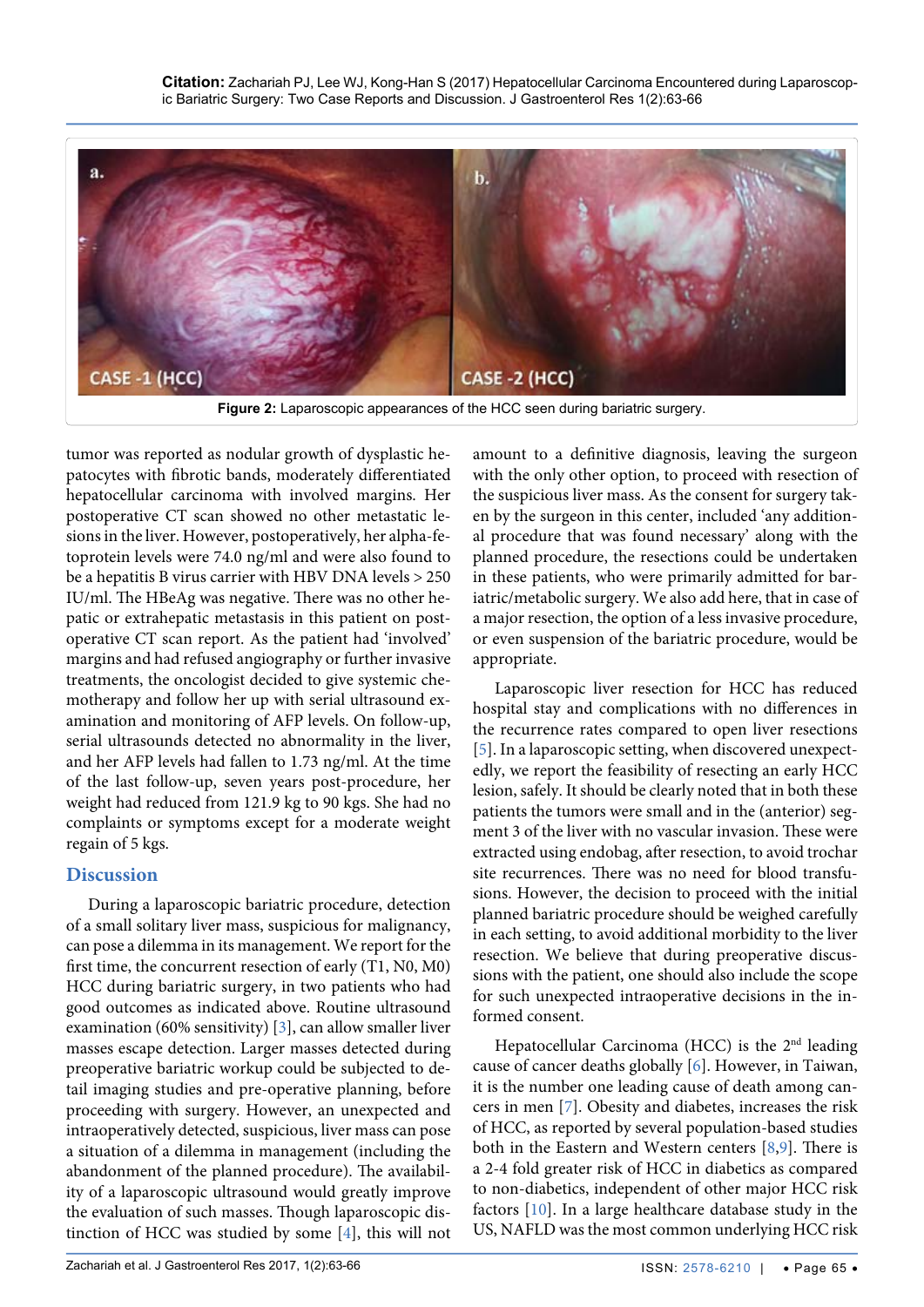Figure 2: Laparoscopic appearances of the HCC seen during bariatric surgery.

tumor was reported as nodular growth of dysplastic hepatocytes with fibrotic bands, moderately differentiated hepatocellular carcinoma with involved margins. Her postoperative CT scan showed no other metastatic lesions in the liver. However, postoperatively, her alpha-fetoprotein levels were 74.0 ng/ml and were also found to be a hepatitis B virus carrier with HBV DNA levels > 250 IU/ml. The HBeAg was negative. There was no other hepatic or extrahepatic metastasis in this patient on postoperative CT scan report. As the patient had 'involved' margins and had refused angiography or further invasive treatments, the oncologist decided to give systemic chemotherapy and follow her up with serial ultrasound examination and monitoring of AFP levels. On follow-up, serial ultrasounds detected no abnormality in the liver, and her AFP levels had fallen to 1.73 ng/ml. At the time of the last follow-up, seven years post-procedure, her weight had reduced from 121.9 kg to 90 kgs. She had no complaints or symptoms except for a moderate weight regain of 5 kgs.

## Discussion

During a laparoscopic bariatric procedure, detection of a small solitary liver mass, suspicious for malignancy, can pose a dilemma in its management. We report for the first time, the concurrent resection of early (T1, N0, M0) HCC during bariatric surgery, in two patients who had good outcomes as indicated above. Routine ultrasound examination (60% sensitivity) [3], can allow smaller liver masses escape detection. Larger masses detected during preoperative bariatric workup could be subjected to detail imaging studies and pre-operative planning, before proceeding with surgery. However, an unexpected and intraoperatively detected, suspicious, liver mass can pose a situation of a dilemma in management (including the abandonment of the planned procedure). The availability of a laparoscopic ultrasound would greatly improve the evaluation of such masses. Though laparoscopic distinction of HCC was studied by some [4], this will not amount to a definitive diagnosis, leaving the surgeon with the only other option, to proceed with resection of the suspicious liver mass. As the consent for surgery taken by the surgeon in this center, included 'any additional procedure that was found necessary' along with the planned procedure, the resections could be undertaken in these patients, who were primarily admitted for bariatric/metabolic surgery. We also add here, that in case of a major resection, the option of a less invasive procedure, or even suspension of the bariatric procedure, would be appropriate.

Laparoscopic liver resection for HCC has reduced hospital stay and complications with no differences in the recurrence rates compared to open liver resections [5]. In a laparoscopic setting, when discovered unexpectedly, we report the feasibility of resecting an early HCC lesion, safely. It should be clearly noted that in both these patients the tumors were small and in the (anterior) segment 3 of the liver with no vascular invasion. These were extracted using endobag, after resection, to avoid trochar site recurrences. There was no need for blood transfusions. However, the decision to proceed with the initial planned bariatric procedure should be weighed carefully in each setting, to avoid additional morbidity to the liver resection. We believe that during preoperative discussions with the patient, one should also include the scope for such unexpected intraoperative decisions in the informed consent.

Hepatocellular Carcinoma (HCC) is the 2[nd] leading cause of cancer deaths globally [6]. However, in Taiwan, it is the number one leading cause of death among cancers in men [7]. Obesity and diabetes, increases the risk of HCC, as reported by several population-based studies both in the Eastern and Western centers [8,9]. There is a 2-4 fold greater risk of HCC in diabetics as compared to non-diabetics, independent of other major HCC risk factors [10]. In a large healthcare database study in the US, NAFLD was the most common underlying HCC risk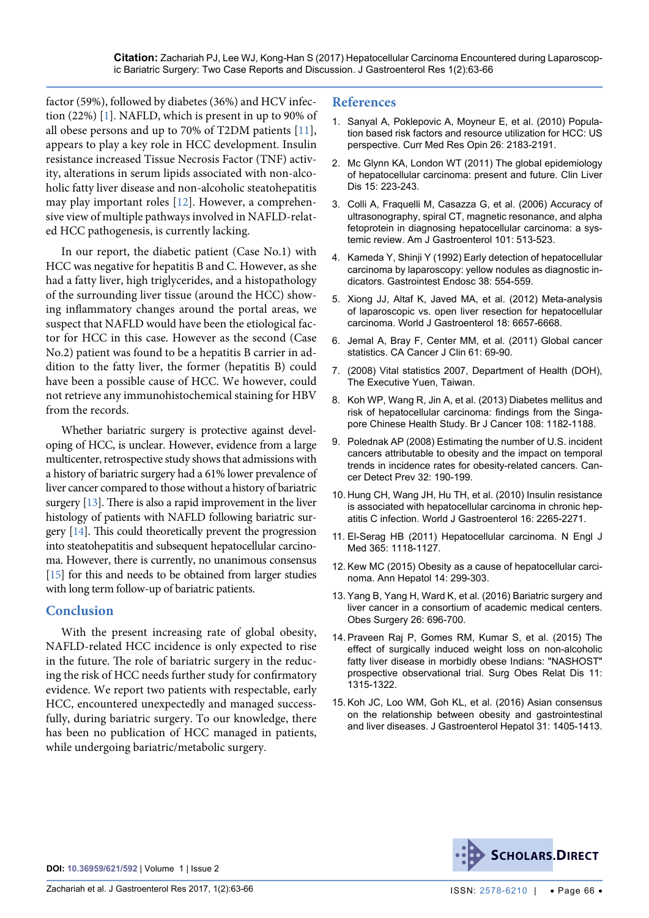factor (59%), followed by diabetes (36%) and HCV infection (22%) [1]. NAFLD, which is present in up to 90% of all obese persons and up to 70% of T2DM patients [11], appears to play a key role in HCC development. Insulin resistance increased Tissue Necrosis Factor (TNF) activity, alterations in serum lipids associated with non-alcoholic fatty liver disease and non-alcoholic steatohepatitis may play important roles [12]. However, a comprehensive view of multiple pathways involved in NAFLD-related HCC pathogenesis, is currently lacking.

In our report, the diabetic patient (Case No.1) with HCC was negative for hepatitis B and C. However, as she had a fatty liver, high triglycerides, and a histopathology of the surrounding liver tissue (around the HCC) showing inflammatory changes around the portal areas, we suspect that NAFLD would have been the etiological factor for HCC in this case. However as the second (Case No.2) patient was found to be a hepatitis B carrier in addition to the fatty liver, the former (hepatitis B) could have been a possible cause of HCC. We however, could not retrieve any immunohistochemical staining for HBV from the records.

Whether bariatric surgery is protective against developing of HCC, is unclear. However, evidence from a large multicenter, retrospective study shows that admissions with a history of bariatric surgery had a 61% lower prevalence of liver cancer compared to those without a history of bariatric surgery [13]. There is also a rapid improvement in the liver histology of patients with NAFLD following bariatric surgery [14]. This could theoretically prevent the progression into steatohepatitis and subsequent hepatocellular carcinoma. However, there is currently, no unanimous consensus [15] for this and needs to be obtained from larger studies with long term follow-up of bariatric patients.

## Conclusion

With the present increasing rate of global obesity, NAFLD-related HCC incidence is only expected to rise in the future. The role of bariatric surgery in the reducing the risk of HCC needs further study for confirmatory evidence. We report two patients with respectable, early HCC, encountered unexpectedly and managed successfully, during bariatric surgery. To our knowledge, there has been no publication of HCC managed in patients, while undergoing bariatric/metabolic surgery.

## References

1. Sanyal A, Poklepovic A, Moyneur E, et al. (2010) Population based risk factors and resource utilization for HCC: US perspective. Curr Med Res Opin 26: 2183-2191.
2. Mc Glynn KA, London WT (2011) The global epidemiology of hepatocellular carcinoma: present and future. Clin Liver Dis 15: 223-243.
3. Colli A, Fraquelli M, Casazza G, et al. (2006) Accuracy of ultrasonography, spiral CT, magnetic resonance, and alpha fetoprotein in diagnosing hepatocellular carcinoma: a systemic review. Am J Gastroenterol 101: 513-523.
4. Kameda Y, Shinji Y (1992) Early detection of hepatocellular carcinoma by laparoscopy: yellow nodules as diagnostic indicators. Gastrointest Endosc 38: 554-559.
5. Xiong JJ, Altaf K, Javed MA, et al. (2012) Meta-analysis of laparoscopic vs. open liver resection for hepatocellular carcinoma. World J Gastroenterol 18: 6657-6668.
6. Jemal A, Bray F, Center MM, et al. (2011) Global cancer statistics. CA Cancer J Clin 61: 69-90.
7. (2008) Vital statistics 2007, Department of Health (DOH), The Executive Yuen, Taiwan.
8. Koh WP, Wang R, Jin A, et al. (2013) Diabetes mellitus and risk of hepatocellular carcinoma: findings from the Singapore Chinese Health Study. Br J Cancer 108: 1182-1188.
9. Polednak AP (2008) Estimating the number of U.S. incident cancers attributable to obesity and the impact on temporal trends in incidence rates for obesity-related cancers. Cancer Detect Prev 32: 190-199.
10. Hung CH, Wang JH, Hu TH, et al. (2010) Insulin resistance is associated with hepatocellular carcinoma in chronic hepatitis C infection. World J Gastroenterol 16: 2265-2271.
11. El-Serag HB (2011) Hepatocellular carcinoma. N Engl J Med 365: 1118-1127.
12. Kew MC (2015) Obesity as a cause of hepatocellular carcinoma. Ann Hepatol 14: 299-303.
13. Yang B, Yang H, Ward K, et al. (2016) Bariatric surgery and liver cancer in a consortium of academic medical centers. Obes Surgery 26: 696-700.
14. Praveen Raj P, Gomes RM, Kumar S, et al. (2015) The effect of surgically induced weight loss on non-alcoholic fatty liver disease in morbidly obese Indians: "NASHOST" prospective observational trial. Surg Obes Relat Dis 11: 1315-1322.
15. Koh JC, Loo WM, Goh KL, et al. (2016) Asian consensus on the relationship between obesity and gastrointestinal and liver diseases. J Gastroenterol Hepatol 31: 1405-1413.